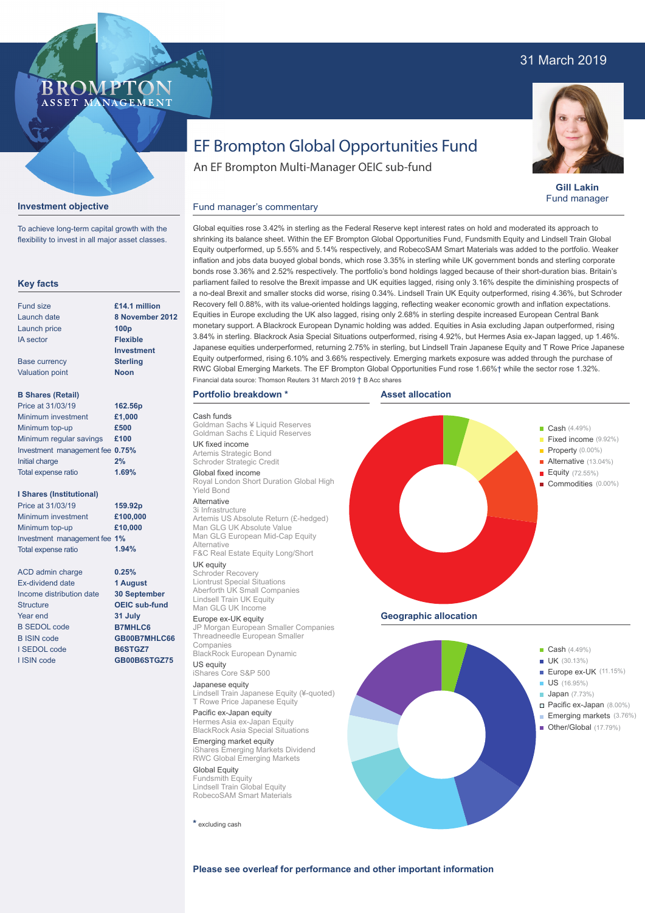31 March 2019

BROMPTON ASSET MANAGEMENT

# EF Brompton Global Opportunities Fund

An EF Brompton Multi-Manager OEIC sub-fund

**Gill Lakin**
Fund manager

## Investment objective

To achieve long-term capital growth with the flexibility to invest in all major asset classes.

## Key facts

| | |
|---|---|
| Fund size | **£14.1 million** |
| Launch date | **8 November 2012** |
| Launch price | **100p** |
| IA sector | **Flexible Investment** |
| Base currency | **Sterling** |
| Valuation point | **Noon** |

**B Shares (Retail)**

| | |
|---|---|
| Price at 31/03/19 | **162.56p** |
| Minimum investment | **£1,000** |
| Minimum top-up | **£500** |
| Minimum regular savings | **£100** |
| Investment management fee | **0.75%** |
| Initial charge | **2%** |
| Total expense ratio | **1.69%** |

**I Shares (Institutional)**

| | |
|---|---|
| Price at 31/03/19 | **159.92p** |
| Minimum investment | **£100,000** |
| Minimum top-up | **£10,000** |
| Investment management fee | **1%** |
| Total expense ratio | **1.94%** |

| | |
|---|---|
| ACD admin charge | **0.25%** |
| Ex-dividend date | **1 August** |
| Income distribution date | **30 September** |
| Structure | **OEIC sub-fund** |
| Year end | **31 July** |
| B SEDOL code | **B7MHLC6** |
| B ISIN code | **GB00B7MHLC66** |
| I SEDOL code | **B6STGZ7** |
| I ISIN code | **GB00B6STGZ75** |

## Fund manager's commentary

Global equities rose 3.42% in sterling as the Federal Reserve kept interest rates on hold and moderated its approach to shrinking its balance sheet. Within the EF Brompton Global Opportunities Fund, Fundsmith Equity and Lindsell Train Global Equity outperformed, up 5.55% and 5.14% respectively, and RobecoSAM Smart Materials was added to the portfolio. Weaker inflation and jobs data buoyed global bonds, which rose 3.35% in sterling while UK government bonds and sterling corporate bonds rose 3.36% and 2.52% respectively. The portfolio's bond holdings lagged because of their short-duration bias. Britain's parliament failed to resolve the Brexit impasse and UK equities lagged, rising only 3.16% despite the diminishing prospects of a no-deal Brexit and smaller stocks did worse, rising 0.34%. Lindsell Train UK Equity outperformed, rising 4.36%, but Schroder Recovery fell 0.88%, with its value-oriented holdings lagging, reflecting weaker economic growth and inflation expectations. Equities in Europe excluding the UK also lagged, rising only 2.68% in sterling despite increased European Central Bank monetary support. A Blackrock European Dynamic holding was added. Equities in Asia excluding Japan outperformed, rising 3.84% in sterling. Blackrock Asia Special Situations outperformed, rising 4.92%, but Hermes Asia ex-Japan lagged, up 1.46%. Japanese equities underperformed, returning 2.75% in sterling, but Lindsell Train Japanese Equity and T Rowe Price Japanese Equity outperformed, rising 6.10% and 3.66% respectively. Emerging markets exposure was added through the purchase of RWC Global Emerging Markets. The EF Brompton Global Opportunities Fund rose 1.66%† while the sector rose 1.32%.

Financial data source: Thomson Reuters 31 March 2019 † B Acc shares

## Portfolio breakdown *

**Cash funds**
Goldman Sachs ¥ Liquid Reserves
Goldman Sachs £ Liquid Reserves

**UK fixed income**
Artemis Strategic Bond
Schroder Strategic Credit

**Global fixed income**
Royal London Short Duration Global High Yield Bond

**Alternative**
3i Infrastructure
Artemis US Absolute Return (£-hedged)
Man GLG UK Absolute Value
Man GLG European Mid-Cap Equity Alternative
F&C Real Estate Equity Long/Short

**UK equity**
Schroder Recovery
Liontrust Special Situations
Aberforth UK Small Companies
Lindsell Train UK Equity
Man GLG UK Income

**Europe ex-UK equity**
JP Morgan European Smaller Companies
Threadneedle European Smaller Companies
BlackRock European Dynamic

**US equity**
iShares Core S&P 500

**Japanese equity**
Lindsell Train Japanese Equity (¥-quoted)
T Rowe Price Japanese Equity

**Pacific ex-Japan equity**
Hermes Asia ex-Japan Equity
BlackRock Asia Special Situations

**Emerging market equity**
iShares Emerging Markets Dividend
RWC Global Emerging Markets

**Global Equity**
Fundsmith Equity
Lindsell Train Global Equity
RobecoSAM Smart Materials

\* excluding cash

## Asset allocation

- Cash (4.49%)
- Fixed income (9.92%)
- Property (0.00%)
- Alternative (13.04%)
- Equity (72.55%)
- Commodities (0.00%)

## Geographic allocation

- Cash (4.49%)
- UK (30.13%)
- Europe ex-UK (11.15%)
- US (16.95%)
- Japan (7.73%)
- Pacific ex-Japan (8.00%)
- Emerging markets (3.76%)
- Other/Global (17.79%)

**Please see overleaf for performance and other important information**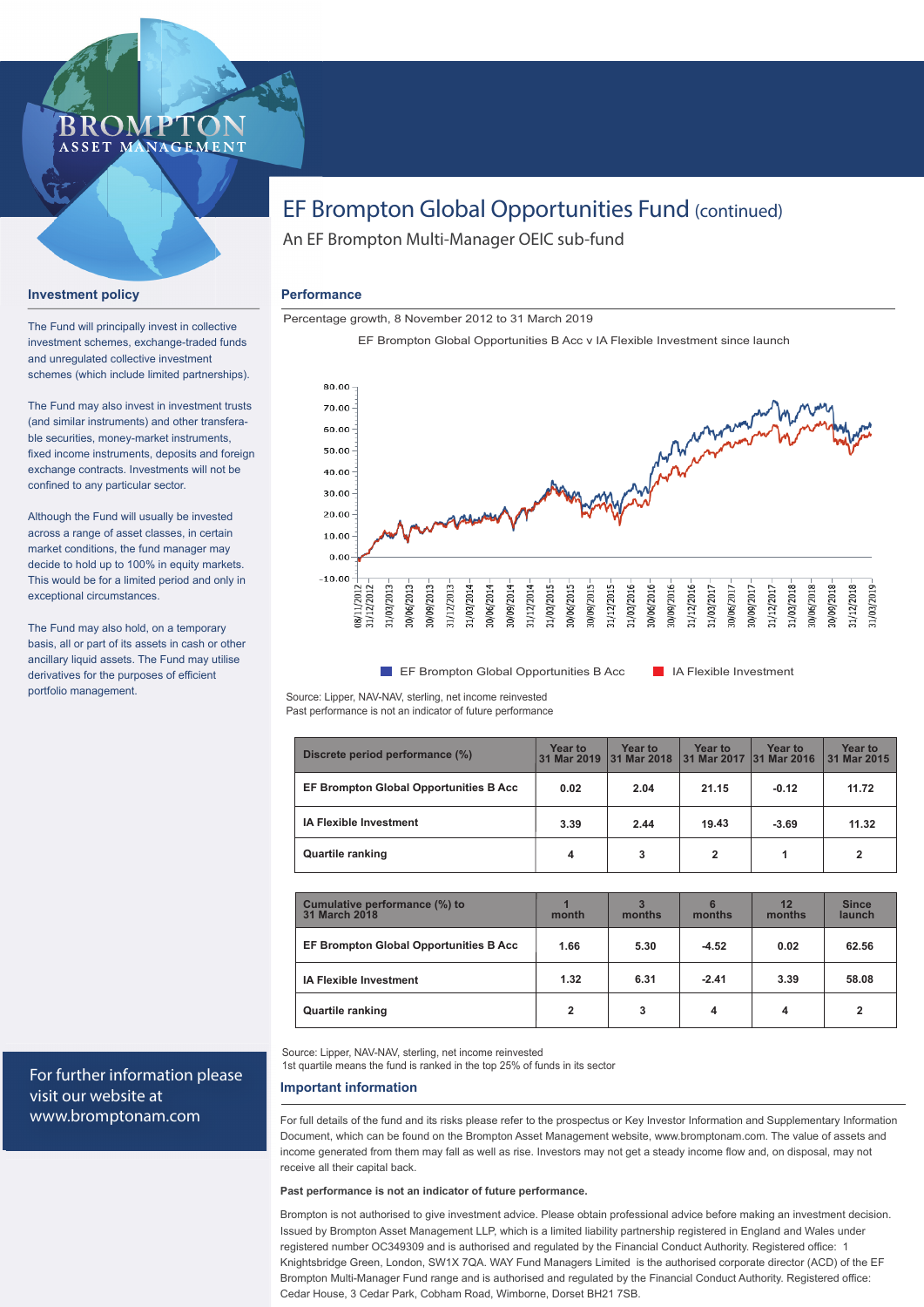BROMPTON
ASSET MANAGEMENT

# EF Brompton Global Opportunities Fund (continued)

An EF Brompton Multi-Manager OEIC sub-fund

## Investment policy

The Fund will principally invest in collective investment schemes, exchange-traded funds and unregulated collective investment schemes (which include limited partnerships).

The Fund may also invest in investment trusts (and similar instruments) and other transferable securities, money-market instruments, fixed income instruments, deposits and foreign exchange contracts. Investments will not be confined to any particular sector.

Although the Fund will usually be invested across a range of asset classes, in certain market conditions, the fund manager may decide to hold up to 100% in equity markets. This would be for a limited period and only in exceptional circumstances.

The Fund may also hold, on a temporary basis, all or part of its assets in cash or other ancillary liquid assets. The Fund may utilise derivatives for the purposes of efficient portfolio management.

For further information please visit our website at www.bromptonam.com

## Performance

Percentage growth, 8 November 2012 to 31 March 2019

EF Brompton Global Opportunities B Acc v IA Flexible Investment since launch

80.00
70.00
60.00
50.00
40.00
30.00
20.00
10.00
0.00
-10.00

08/11/2012, 31/12/2012, 31/03/2013, 30/06/2013, 30/09/2013, 31/12/2013, 31/03/2014, 30/06/2014, 30/09/2014, 31/12/2014, 31/03/2015, 30/06/2015, 30/09/2015, 31/12/2015, 31/03/2016, 30/06/2016, 30/09/2016, 31/12/2016, 31/03/2017, 30/06/2017, 30/09/2017, 31/12/2017, 31/03/2018, 30/06/2018, 30/09/2018, 31/12/2018, 31/03/2019

EF Brompton Global Opportunities B Acc
IA Flexible Investment

Source: Lipper, NAV-NAV, sterling, net income reinvested
Past performance is not an indicator of future performance

| Discrete period performance (%) | Year to 31 Mar 2019 | Year to 31 Mar 2018 | Year to 31 Mar 2017 | Year to 31 Mar 2016 | Year to 31 Mar 2015 |
|---|---|---|---|---|---|
| EF Brompton Global Opportunities B Acc | 0.02 | 2.04 | 21.15 | -0.12 | 11.72 |
| IA Flexible Investment | 3.39 | 2.44 | 19.43 | -3.69 | 11.32 |
| Quartile ranking | 4 | 3 | 2 | 1 | 2 |

| Cumulative performance (%) to 31 March 2018 | 1 month | 3 months | 6 months | 12 months | Since launch |
|---|---|---|---|---|---|
| EF Brompton Global Opportunities B Acc | 1.66 | 5.30 | -4.52 | 0.02 | 62.56 |
| IA Flexible Investment | 1.32 | 6.31 | -2.41 | 3.39 | 58.08 |
| Quartile ranking | 2 | 3 | 4 | 4 | 2 |

Source: Lipper, NAV-NAV, sterling, net income reinvested
1st quartile means the fund is ranked in the top 25% of funds in its sector

## Important information

For full details of the fund and its risks please refer to the prospectus or Key Investor Information and Supplementary Information Document, which can be found on the Brompton Asset Management website, www.bromptonam.com. The value of assets and income generated from them may fall as well as rise. Investors may not get a steady income flow and, on disposal, may not receive all their capital back.

**Past performance is not an indicator of future performance.**

Brompton is not authorised to give investment advice. Please obtain professional advice before making an investment decision. Issued by Brompton Asset Management LLP, which is a limited liability partnership registered in England and Wales under registered number OC349309 and is authorised and regulated by the Financial Conduct Authority. Registered office: 1 Knightsbridge Green, London, SW1X 7QA. WAY Fund Managers Limited is the authorised corporate director (ACD) of the EF Brompton Multi-Manager Fund range and is authorised and regulated by the Financial Conduct Authority. Registered office: Cedar House, 3 Cedar Park, Cobham Road, Wimborne, Dorset BH21 7SB.